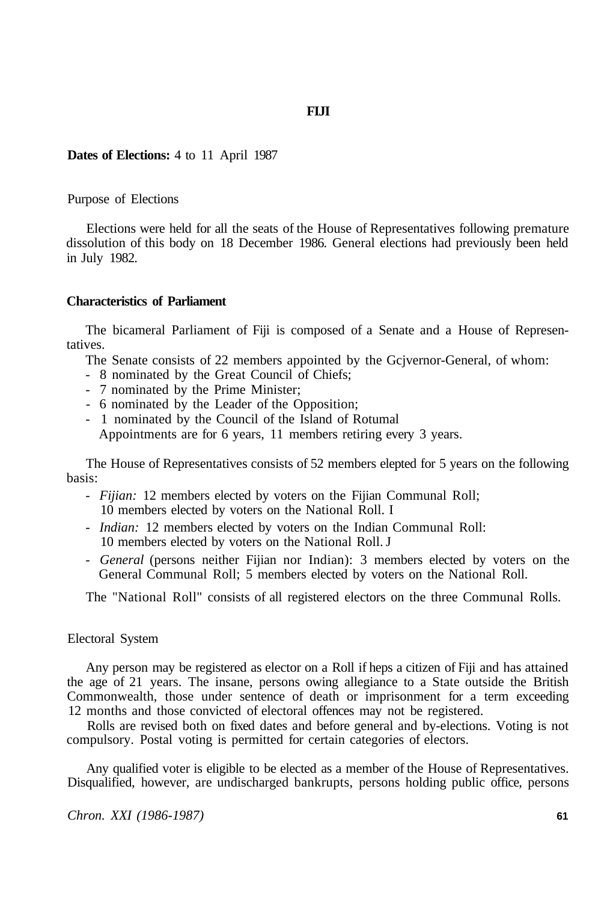# FIJI

**Dates of Elections:** 4 to 11 April 1987

## Purpose of Elections

Elections were held for all the seats of the House of Representatives following premature dissolution of this body on 18 December 1986. General elections had previously been held in July 1982.

## Characteristics of Parliament

The bicameral Parliament of Fiji is composed of a Senate and a House of Representatives.

The Senate consists of 22 members appointed by the Gcjvernor-General, of whom:

- 8 nominated by the Great Council of Chiefs;
- 7 nominated by the Prime Minister;
- 6 nominated by the Leader of the Opposition;
- 1 nominated by the Council of the Island of Rotumal

Appointments are for 6 years, 11 members retiring every 3 years.

The House of Representatives consists of 52 members elepted for 5 years on the following basis:

- *Fijian:* 12 members elected by voters on the Fijian Communal Roll; 10 members elected by voters on the National Roll. I
- *Indian:* 12 members elected by voters on the Indian Communal Roll: 10 members elected by voters on the National Roll. J
- *General* (persons neither Fijian nor Indian): 3 members elected by voters on the General Communal Roll; 5 members elected by voters on the National Roll.

The "National Roll" consists of all registered electors on the three Communal Rolls.

## Electoral System

Any person may be registered as elector on a Roll if heps a citizen of Fiji and has attained the age of 21 years. The insane, persons owing allegiance to a State outside the British Commonwealth, those under sentence of death or imprisonment for a term exceeding 12 months and those convicted of electoral offences may not be registered.

Rolls are revised both on fixed dates and before general and by-elections. Voting is not compulsory. Postal voting is permitted for certain categories of electors.

Any qualified voter is eligible to be elected as a member of the House of Representatives. Disqualified, however, are undischarged bankrupts, persons holding public office, persons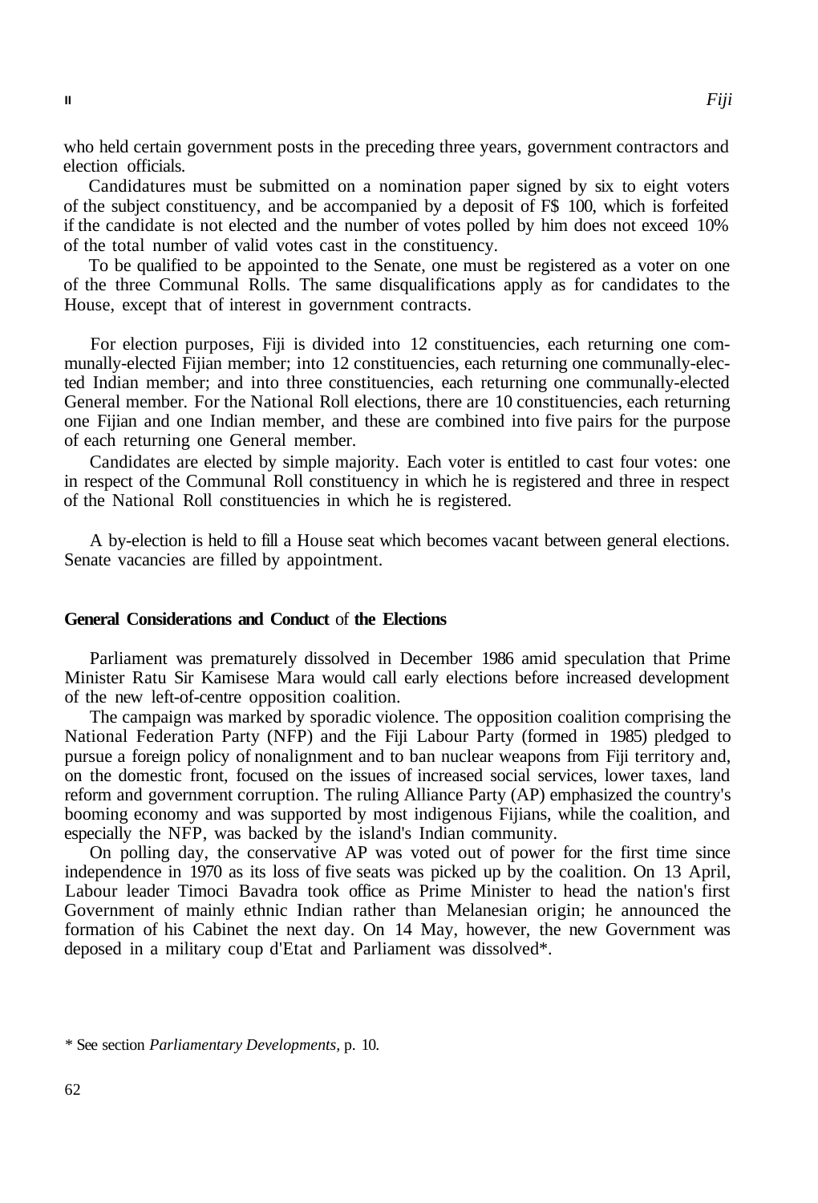who held certain government posts in the preceding three years, government contractors and election officials.

Candidatures must be submitted on a nomination paper signed by six to eight voters of the subject constituency, and be accompanied by a deposit of F$ 100, which is forfeited if the candidate is not elected and the number of votes polled by him does not exceed 10% of the total number of valid votes cast in the constituency.

To be qualified to be appointed to the Senate, one must be registered as a voter on one of the three Communal Rolls. The same disqualifications apply as for candidates to the House, except that of interest in government contracts.

For election purposes, Fiji is divided into 12 constituencies, each returning one communally-elected Fijian member; into 12 constituencies, each returning one communally-elected Indian member; and into three constituencies, each returning one communally-elected General member. For the National Roll elections, there are 10 constituencies, each returning one Fijian and one Indian member, and these are combined into five pairs for the purpose of each returning one General member.

Candidates are elected by simple majority. Each voter is entitled to cast four votes: one in respect of the Communal Roll constituency in which he is registered and three in respect of the National Roll constituencies in which he is registered.

A by-election is held to fill a House seat which becomes vacant between general elections. Senate vacancies are filled by appointment.

**General Considerations and Conduct of the Elections**

Parliament was prematurely dissolved in December 1986 amid speculation that Prime Minister Ratu Sir Kamisese Mara would call early elections before increased development of the new left-of-centre opposition coalition.

The campaign was marked by sporadic violence. The opposition coalition comprising the National Federation Party (NFP) and the Fiji Labour Party (formed in 1985) pledged to pursue a foreign policy of nonalignment and to ban nuclear weapons from Fiji territory and, on the domestic front, focused on the issues of increased social services, lower taxes, land reform and government corruption. The ruling Alliance Party (AP) emphasized the country's booming economy and was supported by most indigenous Fijians, while the coalition, and especially the NFP, was backed by the island's Indian community.

On polling day, the conservative AP was voted out of power for the first time since independence in 1970 as its loss of five seats was picked up by the coalition. On 13 April, Labour leader Timoci Bavadra took office as Prime Minister to head the nation's first Government of mainly ethnic Indian rather than Melanesian origin; he announced the formation of his Cabinet the next day. On 14 May, however, the new Government was deposed in a military coup d'Etat and Parliament was dissolved*.

\* See section *Parliamentary Developments,* p. 10.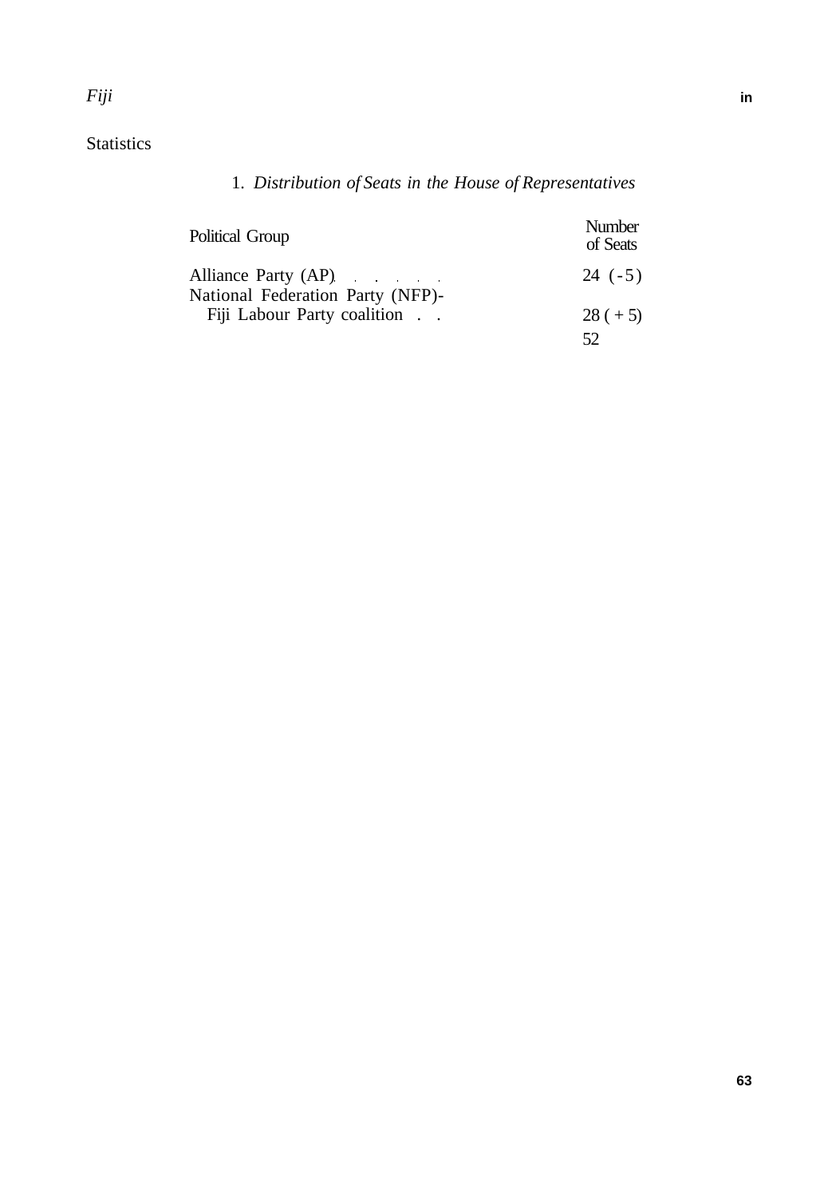*Fiji*

Statistics

1. *Distribution of Seats in the House of Representatives*

| Political Group | Number of Seats |
| --- | --- |
| Alliance Party (AP) | 24 (-5) |
| National Federation Party (NFP)-Fiji Labour Party coalition | 28 (+5) |
| | 52 |